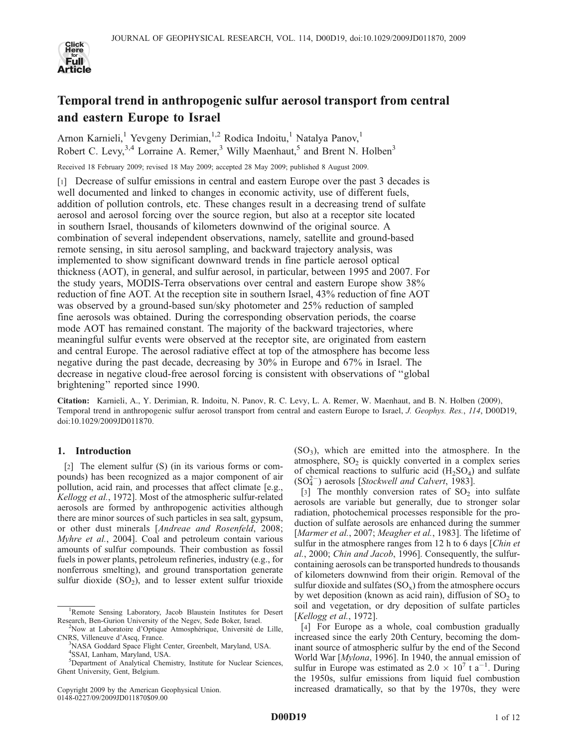# Temporal trend in anthropogenic sulfur aerosol transport from central and eastern Europe to Israel

Arnon Karnieli,[1] Yevgeny Derimian,[1,2] Rodica Indoitu,[1] Natalya Panov,[1] Robert C. Levy,[3,4] Lorraine A. Remer,[3] Willy Maenhaut,[5] and Brent N. Holben[3]

Received 18 February 2009; revised 18 May 2009; accepted 28 May 2009; published 8 August 2009.

[1] Decrease of sulfur emissions in central and eastern Europe over the past 3 decades is well documented and linked to changes in economic activity, use of different fuels, addition of pollution controls, etc. These changes result in a decreasing trend of sulfate aerosol and aerosol forcing over the source region, but also at a receptor site located in southern Israel, thousands of kilometers downwind of the original source. A combination of several independent observations, namely, satellite and ground-based remote sensing, in situ aerosol sampling, and backward trajectory analysis, was implemented to show significant downward trends in fine particle aerosol optical thickness (AOT), in general, and sulfur aerosol, in particular, between 1995 and 2007. For the study years, MODIS-Terra observations over central and eastern Europe show 38% reduction of fine AOT. At the reception site in southern Israel, 43% reduction of fine AOT was observed by a ground-based sun/sky photometer and 25% reduction of sampled fine aerosols was obtained. During the corresponding observation periods, the coarse mode AOT has remained constant. The majority of the backward trajectories, where meaningful sulfur events were observed at the receptor site, are originated from eastern and central Europe. The aerosol radiative effect at top of the atmosphere has become less negative during the past decade, decreasing by 30% in Europe and 67% in Israel. The decrease in negative cloud-free aerosol forcing is consistent with observations of "global brightening" reported since 1990.

**Citation:** Karnieli, A., Y. Derimian, R. Indoitu, N. Panov, R. C. Levy, L. A. Remer, W. Maenhaut, and B. N. Holben (2009), Temporal trend in anthropogenic sulfur aerosol transport from central and eastern Europe to Israel, *J. Geophys. Res.*, *114*, D00D19, doi:10.1029/2009JD011870.

## 1. Introduction

[2] The element sulfur (S) (in its various forms or compounds) has been recognized as a major component of air pollution, acid rain, and processes that affect climate [e.g., *Kellogg et al.*, 1972]. Most of the atmospheric sulfur-related aerosols are formed by anthropogenic activities although there are minor sources of such particles in sea salt, gypsum, or other dust minerals [*Andreae and Rosenfeld*, 2008; *Myhre et al.*, 2004]. Coal and petroleum contain various amounts of sulfur compounds. Their combustion as fossil fuels in power plants, petroleum refineries, industry (e.g., for nonferrous smelting), and ground transportation generate sulfur dioxide ($SO_2$), and to lesser extent sulfur trioxide ($SO_3$), which are emitted into the atmosphere. In the atmosphere, $SO_2$ is quickly converted in a complex series of chemical reactions to sulfuric acid ($H_2SO_4$) and sulfate ($SO_4^{2-}$) aerosols [*Stockwell and Calvert*, 1983].

[3] The monthly conversion rates of $SO_2$ into sulfate aerosols are variable but generally, due to stronger solar radiation, photochemical processes responsible for the production of sulfate aerosols are enhanced during the summer [*Marmer et al.*, 2007; *Meagher et al.*, 1983]. The lifetime of sulfur in the atmosphere ranges from 12 h to 6 days [*Chin et al.*, 2000; *Chin and Jacob*, 1996]. Consequently, the sulfur-containing aerosols can be transported hundreds to thousands of kilometers downwind from their origin. Removal of the sulfur dioxide and sulfates ($SO_x$) from the atmosphere occurs by wet deposition (known as acid rain), diffusion of $SO_2$ to soil and vegetation, or dry deposition of sulfate particles [*Kellogg et al.*, 1972].

[4] For Europe as a whole, coal combustion gradually increased since the early 20th Century, becoming the dominant source of atmospheric sulfur by the end of the Second World War [*Mylona*, 1996]. In 1940, the annual emission of sulfur in Europe was estimated as $2.0 \times 10^7$ t a$^{-1}$. During the 1950s, sulfur emissions from liquid fuel combustion increased dramatically, so that by the 1970s, they were

---

[1] Remote Sensing Laboratory, Jacob Blaustein Institutes for Desert Research, Ben-Gurion University of the Negev, Sede Boker, Israel.

[2] Now at Laboratoire d'Optique Atmosphérique, Université de Lille, CNRS, Villeneuve d'Ascq, France.

[3] NASA Goddard Space Flight Center, Greenbelt, Maryland, USA.

[4] SSAI, Lanham, Maryland, USA.

[5] Department of Analytical Chemistry, Institute for Nuclear Sciences, Ghent University, Gent, Belgium.

Copyright 2009 by the American Geophysical Union.
0148-0227/09/2009JD011870$09.00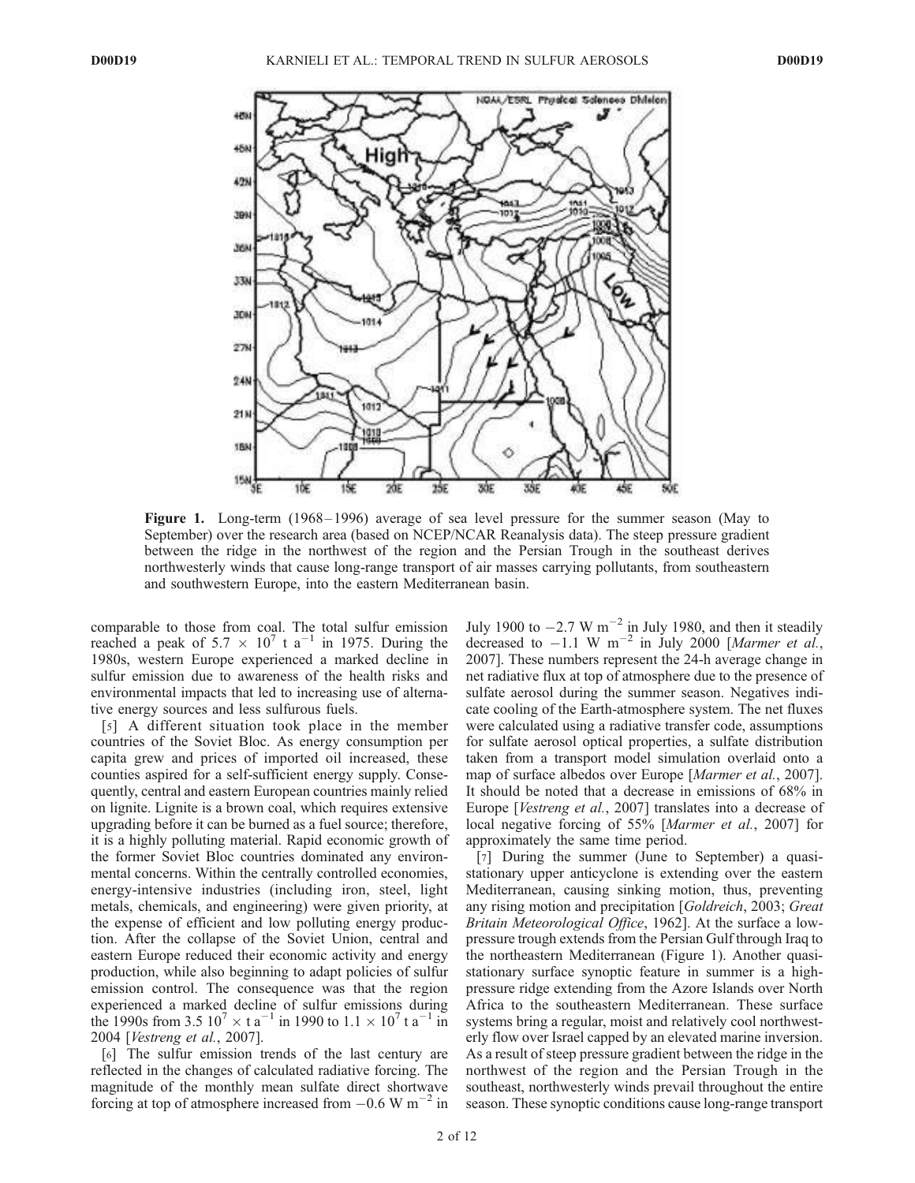**Figure 1.** Long-term (1968–1996) average of sea level pressure for the summer season (May to September) over the research area (based on NCEP/NCAR Reanalysis data). The steep pressure gradient between the ridge in the northwest of the region and the Persian Trough in the southeast derives northwesterly winds that cause long-range transport of air masses carrying pollutants, from southeastern and southwestern Europe, into the eastern Mediterranean basin.

comparable to those from coal. The total sulfur emission reached a peak of $5.7 \times 10^7$ t $a^{-1}$ in 1975. During the 1980s, western Europe experienced a marked decline in sulfur emission due to awareness of the health risks and environmental impacts that led to increasing use of alternative energy sources and less sulfurous fuels.

[5] A different situation took place in the member countries of the Soviet Bloc. As energy consumption per capita grew and prices of imported oil increased, these counties aspired for a self-sufficient energy supply. Consequently, central and eastern European countries mainly relied on lignite. Lignite is a brown coal, which requires extensive upgrading before it can be burned as a fuel source; therefore, it is a highly polluting material. Rapid economic growth of the former Soviet Bloc countries dominated any environmental concerns. Within the centrally controlled economies, energy-intensive industries (including iron, steel, light metals, chemicals, and engineering) were given priority, at the expense of efficient and low polluting energy production. After the collapse of the Soviet Union, central and eastern Europe reduced their economic activity and energy production, while also beginning to adapt policies of sulfur emission control. The consequence was that the region experienced a marked decline of sulfur emissions during the 1990s from $3.5\ 10^7 \times$ t $a^{-1}$ in 1990 to $1.1 \times 10^7$ t $a^{-1}$ in 2004 [*Vestreng et al.*, 2007].

[6] The sulfur emission trends of the last century are reflected in the changes of calculated radiative forcing. The magnitude of the monthly mean sulfate direct shortwave forcing at top of atmosphere increased from $-0.6$ W $m^{-2}$ in July 1900 to $-2.7$ W $m^{-2}$ in July 1980, and then it steadily decreased to $-1.1$ W $m^{-2}$ in July 2000 [*Marmer et al.*, 2007]. These numbers represent the 24-h average change in net radiative flux at top of atmosphere due to the presence of sulfate aerosol during the summer season. Negatives indicate cooling of the Earth-atmosphere system. The net fluxes were calculated using a radiative transfer code, assumptions for sulfate aerosol optical properties, a sulfate distribution taken from a transport model simulation overlaid onto a map of surface albedos over Europe [*Marmer et al.*, 2007]. It should be noted that a decrease in emissions of 68% in Europe [*Vestreng et al.*, 2007] translates into a decrease of local negative forcing of 55% [*Marmer et al.*, 2007] for approximately the same time period.

[7] During the summer (June to September) a quasi-stationary upper anticyclone is extending over the eastern Mediterranean, causing sinking motion, thus, preventing any rising motion and precipitation [*Goldreich*, 2003; *Great Britain Meteorological Office*, 1962]. At the surface a low-pressure trough extends from the Persian Gulf through Iraq to the northeastern Mediterranean (Figure 1). Another quasi-stationary surface synoptic feature in summer is a high-pressure ridge extending from the Azore Islands over North Africa to the southeastern Mediterranean. These surface systems bring a regular, moist and relatively cool northwesterly flow over Israel capped by an elevated marine inversion. As a result of steep pressure gradient between the ridge in the northwest of the region and the Persian Trough in the southeast, northwesterly winds prevail throughout the entire season. These synoptic conditions cause long-range transport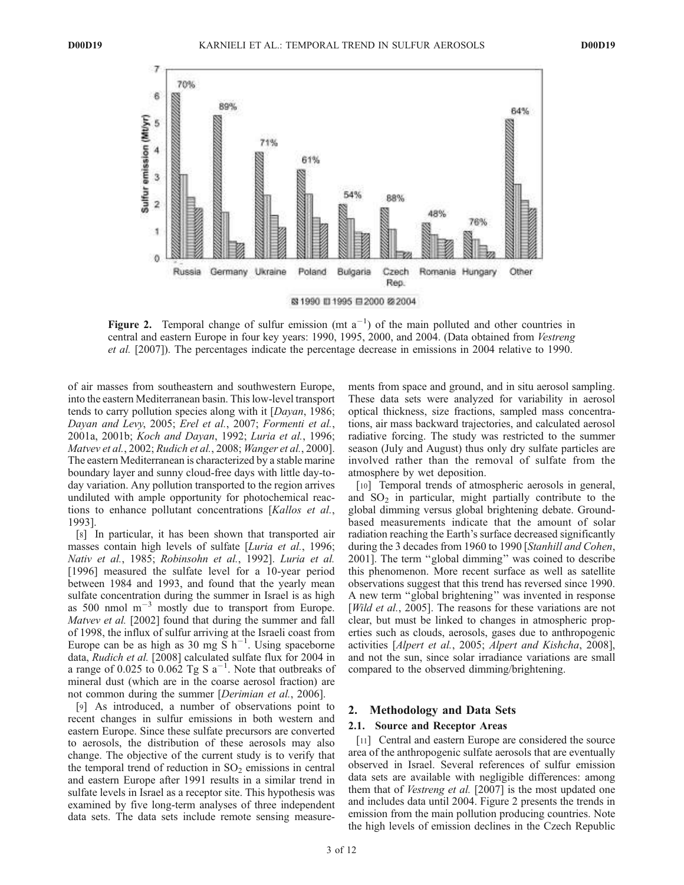Figure 2. Temporal change of sulfur emission (mt $a^{-1}$) of the main polluted and other countries in central and eastern Europe in four key years: 1990, 1995, 2000, and 2004. (Data obtained from *Vestreng et al.* [2007]). The percentages indicate the percentage decrease in emissions in 2004 relative to 1990.

of air masses from southeastern and southwestern Europe, into the eastern Mediterranean basin. This low-level transport tends to carry pollution species along with it [*Dayan*, 1986; *Dayan and Levy*, 2005; *Erel et al.*, 2007; *Formenti et al.*, 2001a, 2001b; *Koch and Dayan*, 1992; *Luria et al.*, 1996; *Matvev et al.*, 2002; *Rudich et al.*, 2008; *Wanger et al.*, 2000]. The eastern Mediterranean is characterized by a stable marine boundary layer and sunny cloud-free days with little day-to-day variation. Any pollution transported to the region arrives undiluted with ample opportunity for photochemical reactions to enhance pollutant concentrations [*Kallos et al.*, 1993].

[8] In particular, it has been shown that transported air masses contain high levels of sulfate [*Luria et al.*, 1996; *Nativ et al.*, 1985; *Robinsohn et al.*, 1992]. *Luria et al.* [1996] measured the sulfate level for a 10-year period between 1984 and 1993, and found that the yearly mean sulfate concentration during the summer in Israel is as high as 500 nmol $m^{-3}$ mostly due to transport from Europe. *Matvev et al.* [2002] found that during the summer and fall of 1998, the influx of sulfur arriving at the Israeli coast from Europe can be as high as 30 mg S $h^{-1}$. Using spaceborne data, *Rudich et al.* [2008] calculated sulfate flux for 2004 in a range of 0.025 to 0.062 Tg S $a^{-1}$. Note that outbreaks of mineral dust (which are in the coarse aerosol fraction) are not common during the summer [*Derimian et al.*, 2006].

[9] As introduced, a number of observations point to recent changes in sulfur emissions in both western and eastern Europe. Since these sulfate precursors are converted to aerosols, the distribution of these aerosols may also change. The objective of the current study is to verify that the temporal trend of reduction in $SO_2$ emissions in central and eastern Europe after 1991 results in a similar trend in sulfate levels in Israel as a receptor site. This hypothesis was examined by five long-term analyses of three independent data sets. The data sets include remote sensing measurements from space and ground, and in situ aerosol sampling. These data sets were analyzed for variability in aerosol optical thickness, size fractions, sampled mass concentrations, air mass backward trajectories, and calculated aerosol radiative forcing. The study was restricted to the summer season (July and August) thus only dry sulfate particles are involved rather than the removal of sulfate from the atmosphere by wet deposition.

[10] Temporal trends of atmospheric aerosols in general, and $SO_2$ in particular, might partially contribute to the global dimming versus global brightening debate. Ground-based measurements indicate that the amount of solar radiation reaching the Earth's surface decreased significantly during the 3 decades from 1960 to 1990 [*Stanhill and Cohen*, 2001]. The term "global dimming" was coined to describe this phenomenon. More recent surface as well as satellite observations suggest that this trend has reversed since 1990. A new term "global brightening" was invented in response [*Wild et al.*, 2005]. The reasons for these variations are not clear, but must be linked to changes in atmospheric properties such as clouds, aerosols, gases due to anthropogenic activities [*Alpert et al.*, 2005; *Alpert and Kishcha*, 2008], and not the sun, since solar irradiance variations are small compared to the observed dimming/brightening.

## 2. Methodology and Data Sets

### 2.1. Source and Receptor Areas

[11] Central and eastern Europe are considered the source area of the anthropogenic sulfate aerosols that are eventually observed in Israel. Several references of sulfur emission data sets are available with negligible differences: among them that of *Vestreng et al.* [2007] is the most updated one and includes data until 2004. Figure 2 presents the trends in emission from the main pollution producing countries. Note the high levels of emission declines in the Czech Republic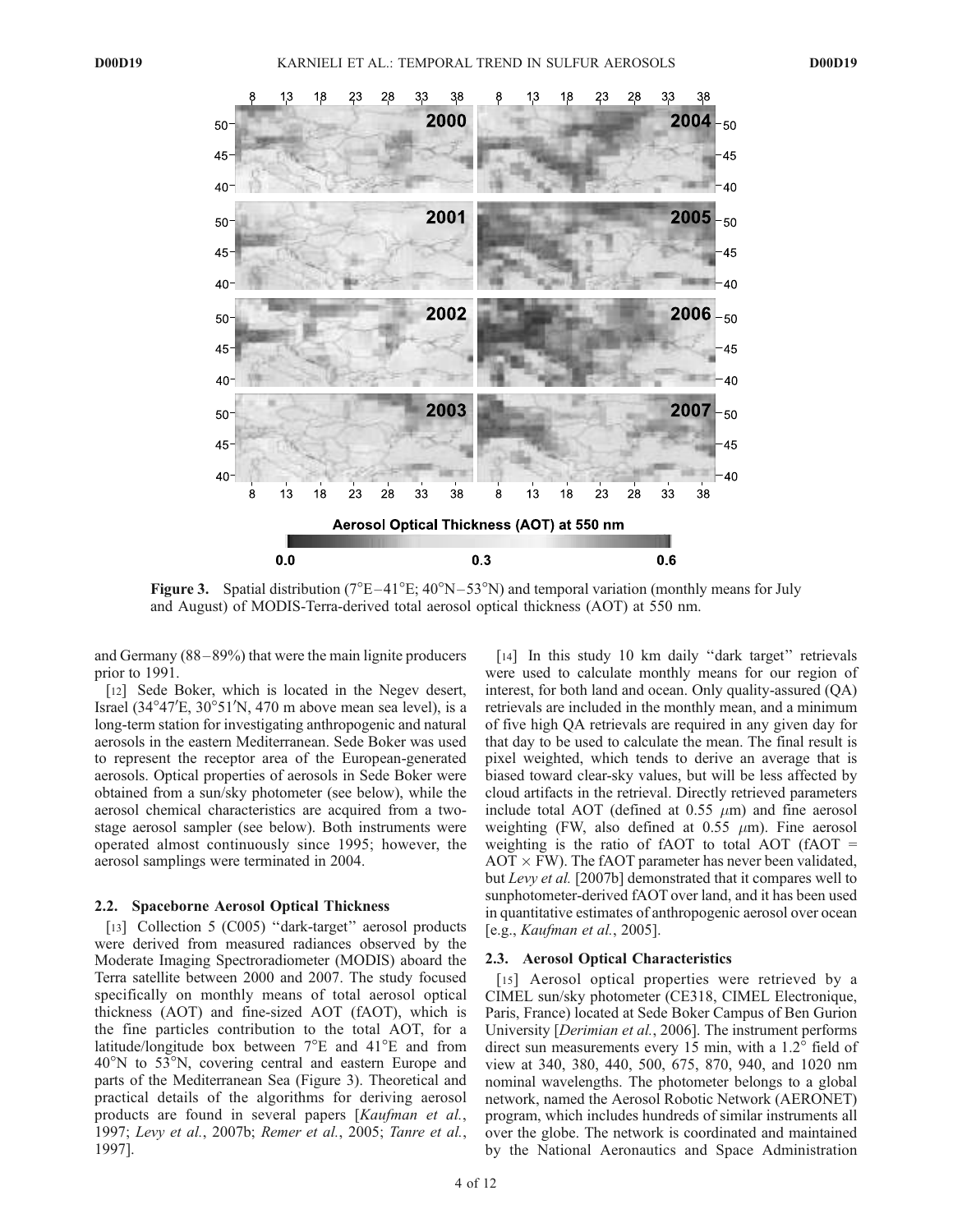**Figure 3.** Spatial distribution (7°E–41°E; 40°N–53°N) and temporal variation (monthly means for July and August) of MODIS-Terra-derived total aerosol optical thickness (AOT) at 550 nm.

and Germany (88–89%) that were the main lignite producers prior to 1991.

[12] Sede Boker, which is located in the Negev desert, Israel (34°47′E, 30°51′N, 470 m above mean sea level), is a long-term station for investigating anthropogenic and natural aerosols in the eastern Mediterranean. Sede Boker was used to represent the receptor area of the European-generated aerosols. Optical properties of aerosols in Sede Boker were obtained from a sun/sky photometer (see below), while the aerosol chemical characteristics are acquired from a two-stage aerosol sampler (see below). Both instruments were operated almost continuously since 1995; however, the aerosol samplings were terminated in 2004.

### 2.2. Spaceborne Aerosol Optical Thickness

[13] Collection 5 (C005) "dark-target" aerosol products were derived from measured radiances observed by the Moderate Imaging Spectroradiometer (MODIS) aboard the Terra satellite between 2000 and 2007. The study focused specifically on monthly means of total aerosol optical thickness (AOT) and fine-sized AOT (fAOT), which is the fine particles contribution to the total AOT, for a latitude/longitude box between 7°E and 41°E and from 40°N to 53°N, covering central and eastern Europe and parts of the Mediterranean Sea (Figure 3). Theoretical and practical details of the algorithms for deriving aerosol products are found in several papers [*Kaufman et al.*, 1997; *Levy et al.*, 2007b; *Remer et al.*, 2005; *Tanre et al.*, 1997].

[14] In this study 10 km daily "dark target" retrievals were used to calculate monthly means for our region of interest, for both land and ocean. Only quality-assured (QA) retrievals are included in the monthly mean, and a minimum of five high QA retrievals are required in any given day for that day to be used to calculate the mean. The final result is pixel weighted, which tends to derive an average that is biased toward clear-sky values, but will be less affected by cloud artifacts in the retrieval. Directly retrieved parameters include total AOT (defined at 0.55 $\mu$m) and fine aerosol weighting (FW, also defined at 0.55 $\mu$m). Fine aerosol weighting is the ratio of fAOT to total AOT (fAOT = AOT $\times$ FW). The fAOT parameter has never been validated, but *Levy et al.* [2007b] demonstrated that it compares well to sunphotometer-derived fAOT over land, and it has been used in quantitative estimates of anthropogenic aerosol over ocean [e.g., *Kaufman et al.*, 2005].

### 2.3. Aerosol Optical Characteristics

[15] Aerosol optical properties were retrieved by a CIMEL sun/sky photometer (CE318, CIMEL Electronique, Paris, France) located at Sede Boker Campus of Ben Gurion University [*Derimian et al.*, 2006]. The instrument performs direct sun measurements every 15 min, with a 1.2° field of view at 340, 380, 440, 500, 675, 870, 940, and 1020 nm nominal wavelengths. The photometer belongs to a global network, named the Aerosol Robotic Network (AERONET) program, which includes hundreds of similar instruments all over the globe. The network is coordinated and maintained by the National Aeronautics and Space Administration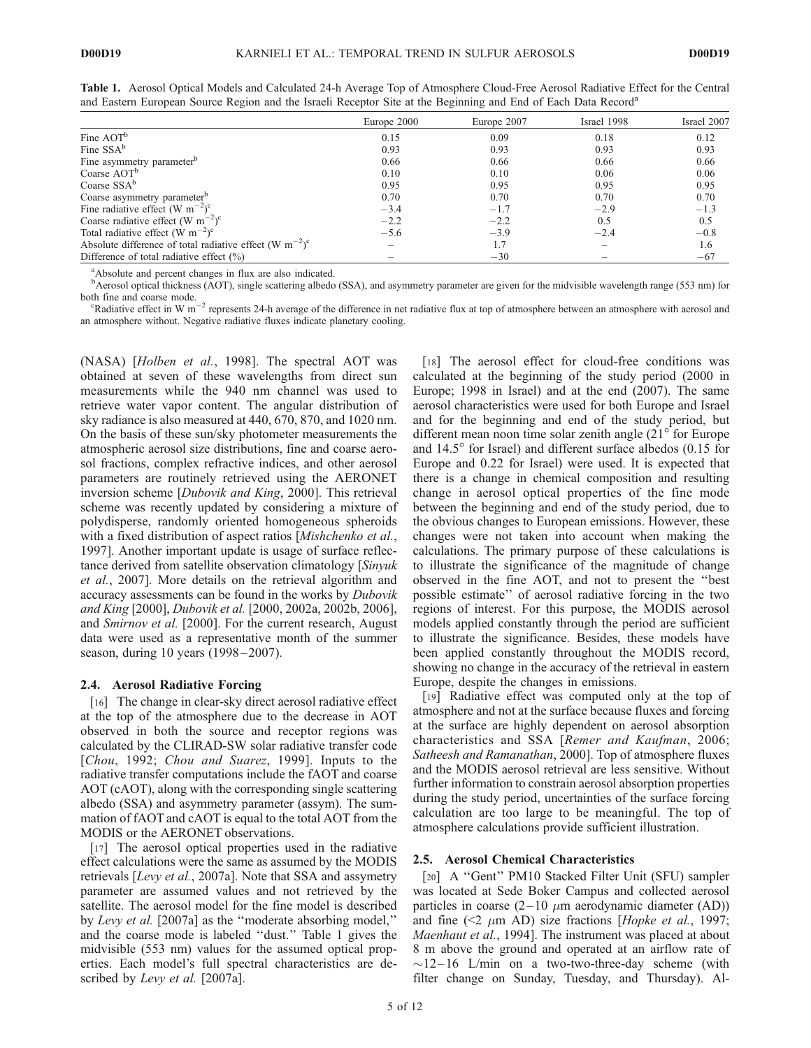**Table 1.** Aerosol Optical Models and Calculated 24-h Average Top of Atmosphere Cloud-Free Aerosol Radiative Effect for the Central and Eastern European Source Region and the Israeli Receptor Site at the Beginning and End of Each Data Record[a]

| | Europe 2000 | Europe 2007 | Israel 1998 | Israel 2007 |
|---|---|---|---|---|
| Fine AOT[b] | 0.15 | 0.09 | 0.18 | 0.12 |
| Fine SSA[b] | 0.93 | 0.93 | 0.93 | 0.93 |
| Fine asymmetry parameter[b] | 0.66 | 0.66 | 0.66 | 0.66 |
| Coarse AOT[b] | 0.10 | 0.10 | 0.06 | 0.06 |
| Coarse SSA[b] | 0.95 | 0.95 | 0.95 | 0.95 |
| Coarse asymmetry parameter[b] | 0.70 | 0.70 | 0.70 | 0.70 |
| Fine radiative effect (W $m^{-2}$)[c] | −3.4 | −1.7 | −2.9 | −1.3 |
| Coarse radiative effect (W $m^{-2}$)[c] | −2.2 | −2.2 | 0.5 | 0.5 |
| Total radiative effect (W $m^{-2}$)[c] | −5.6 | −3.9 | −2.4 | −0.8 |
| Absolute difference of total radiative effect (W $m^{-2}$)[c] | – | 1.7 | – | 1.6 |
| Difference of total radiative effect (%) | – | −30 | – | −67 |

[a]Absolute and percent changes in flux are also indicated.
[b]Aerosol optical thickness (AOT), single scattering albedo (SSA), and asymmetry parameter are given for the midvisible wavelength range (553 nm) for both fine and coarse mode.
[c]Radiative effect in W $m^{-2}$ represents 24-h average of the difference in net radiative flux at top of atmosphere between an atmosphere with aerosol and an atmosphere without. Negative radiative fluxes indicate planetary cooling.

(NASA) [*Holben et al.*, 1998]. The spectral AOT was obtained at seven of these wavelengths from direct sun measurements while the 940 nm channel was used to retrieve water vapor content. The angular distribution of sky radiance is also measured at 440, 670, 870, and 1020 nm. On the basis of these sun/sky photometer measurements the atmospheric aerosol size distributions, fine and coarse aerosol fractions, complex refractive indices, and other aerosol parameters are routinely retrieved using the AERONET inversion scheme [*Dubovik and King*, 2000]. This retrieval scheme was recently updated by considering a mixture of polydisperse, randomly oriented homogeneous spheroids with a fixed distribution of aspect ratios [*Mishchenko et al.*, 1997]. Another important update is usage of surface reflectance derived from satellite observation climatology [*Sinyuk et al.*, 2007]. More details on the retrieval algorithm and accuracy assessments can be found in the works by *Dubovik and King* [2000], *Dubovik et al.* [2000, 2002a, 2002b, 2006], and *Smirnov et al.* [2000]. For the current research, August data were used as a representative month of the summer season, during 10 years (1998–2007).

### 2.4. Aerosol Radiative Forcing

[16] The change in clear-sky direct aerosol radiative effect at the top of the atmosphere due to the decrease in AOT observed in both the source and receptor regions was calculated by the CLIRAD-SW solar radiative transfer code [*Chou*, 1992; *Chou and Suarez*, 1999]. Inputs to the radiative transfer computations include the fAOT and coarse AOT (cAOT), along with the corresponding single scattering albedo (SSA) and asymmetry parameter (assym). The summation of fAOT and cAOT is equal to the total AOT from the MODIS or the AERONET observations.

[17] The aerosol optical properties used in the radiative effect calculations were the same as assumed by the MODIS retrievals [*Levy et al.*, 2007a]. Note that SSA and assymetry parameter are assumed values and not retrieved by the satellite. The aerosol model for the fine model is described by *Levy et al.* [2007a] as the "moderate absorbing model," and the coarse mode is labeled "dust." Table 1 gives the midvisible (553 nm) values for the assumed optical properties. Each model's full spectral characteristics are described by *Levy et al.* [2007a].

[18] The aerosol effect for cloud-free conditions was calculated at the beginning of the study period (2000 in Europe; 1998 in Israel) and at the end (2007). The same aerosol characteristics were used for both Europe and Israel and for the beginning and end of the study period, but different mean noon time solar zenith angle (21° for Europe and 14.5° for Israel) and different surface albedos (0.15 for Europe and 0.22 for Israel) were used. It is expected that there is a change in chemical composition and resulting change in aerosol optical properties of the fine mode between the beginning and end of the study period, due to the obvious changes to European emissions. However, these changes were not taken into account when making the calculations. The primary purpose of these calculations is to illustrate the significance of the magnitude of change observed in the fine AOT, and not to present the "best possible estimate" of aerosol radiative forcing in the two regions of interest. For this purpose, the MODIS aerosol models applied constantly through the period are sufficient to illustrate the significance. Besides, these models have been applied constantly throughout the MODIS record, showing no change in the accuracy of the retrieval in eastern Europe, despite the changes in emissions.

[19] Radiative effect was computed only at the top of atmosphere and not at the surface because fluxes and forcing at the surface are highly dependent on aerosol absorption characteristics and SSA [*Remer and Kaufman*, 2006; *Satheesh and Ramanathan*, 2000]. Top of atmosphere fluxes and the MODIS aerosol retrieval are less sensitive. Without further information to constrain aerosol absorption properties during the study period, uncertainties of the surface forcing calculation are too large to be meaningful. The top of atmosphere calculations provide sufficient illustration.

### 2.5. Aerosol Chemical Characteristics

[20] A "Gent" PM10 Stacked Filter Unit (SFU) sampler was located at Sede Boker Campus and collected aerosol particles in coarse (2–10 $\mu$m aerodynamic diameter (AD)) and fine (<2 $\mu$m AD) size fractions [*Hopke et al.*, 1997; *Maenhaut et al.*, 1994]. The instrument was placed at about 8 m above the ground and operated at an airflow rate of ~12–16 L/min on a two-two-three-day scheme (with filter change on Sunday, Tuesday, and Thursday). Al-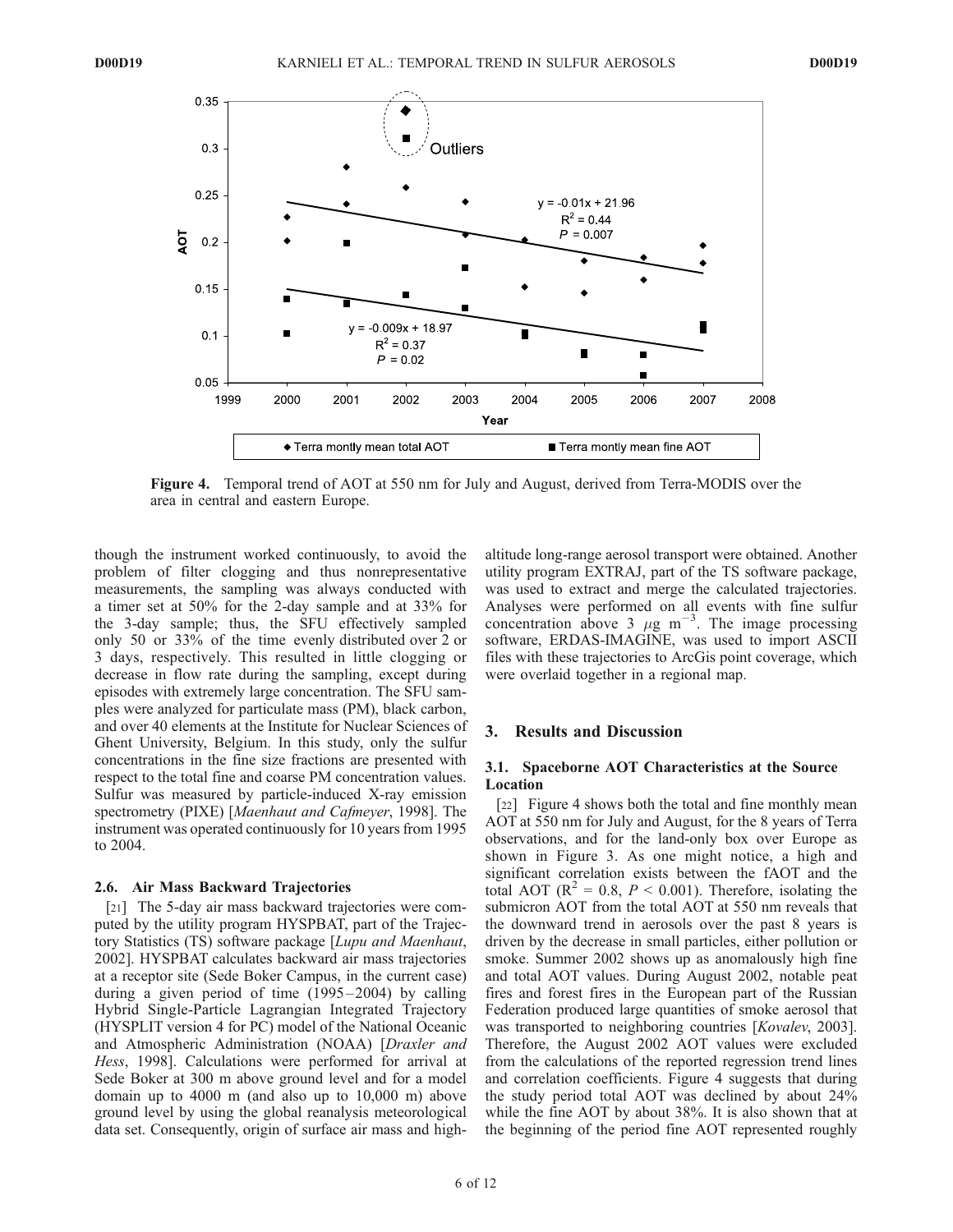**Figure 4.** Temporal trend of AOT at 550 nm for July and August, derived from Terra-MODIS over the area in central and eastern Europe.

though the instrument worked continuously, to avoid the problem of filter clogging and thus nonrepresentative measurements, the sampling was always conducted with a timer set at 50% for the 2-day sample and at 33% for the 3-day sample; thus, the SFU effectively sampled only 50 or 33% of the time evenly distributed over 2 or 3 days, respectively. This resulted in little clogging or decrease in flow rate during the sampling, except during episodes with extremely large concentration. The SFU samples were analyzed for particulate mass (PM), black carbon, and over 40 elements at the Institute for Nuclear Sciences of Ghent University, Belgium. In this study, only the sulfur concentrations in the fine size fractions are presented with respect to the total fine and coarse PM concentration values. Sulfur was measured by particle-induced X-ray emission spectrometry (PIXE) [*Maenhaut and Cafmeyer*, 1998]. The instrument was operated continuously for 10 years from 1995 to 2004.

### 2.6. Air Mass Backward Trajectories

[21] The 5-day air mass backward trajectories were computed by the utility program HYSPBAT, part of the Trajectory Statistics (TS) software package [*Lupu and Maenhaut*, 2002]. HYSPBAT calculates backward air mass trajectories at a receptor site (Sede Boker Campus, in the current case) during a given period of time (1995–2004) by calling Hybrid Single-Particle Lagrangian Integrated Trajectory (HYSPLIT version 4 for PC) model of the National Oceanic and Atmospheric Administration (NOAA) [*Draxler and Hess*, 1998]. Calculations were performed for arrival at Sede Boker at 300 m above ground level and for a model domain up to 4000 m (and also up to 10,000 m) above ground level by using the global reanalysis meteorological data set. Consequently, origin of surface air mass and high-altitude long-range aerosol transport were obtained. Another utility program EXTRAJ, part of the TS software package, was used to extract and merge the calculated trajectories. Analyses were performed on all events with fine sulfur concentration above 3 $\mu g\ m^{-3}$. The image processing software, ERDAS-IMAGINE, was used to import ASCII files with these trajectories to ArcGis point coverage, which were overlaid together in a regional map.

## 3. Results and Discussion

### 3.1. Spaceborne AOT Characteristics at the Source Location

[22] Figure 4 shows both the total and fine monthly mean AOT at 550 nm for July and August, for the 8 years of Terra observations, and for the land-only box over Europe as shown in Figure 3. As one might notice, a high and significant correlation exists between the fAOT and the total AOT ($R^2$ = 0.8, $P$ < 0.001). Therefore, isolating the submicron AOT from the total AOT at 550 nm reveals that the downward trend in aerosols over the past 8 years is driven by the decrease in small particles, either pollution or smoke. Summer 2002 shows up as anomalously high fine and total AOT values. During August 2002, notable peat fires and forest fires in the European part of the Russian Federation produced large quantities of smoke aerosol that was transported to neighboring countries [*Kovalev*, 2003]. Therefore, the August 2002 AOT values were excluded from the calculations of the reported regression trend lines and correlation coefficients. Figure 4 suggests that during the study period total AOT was declined by about 24% while the fine AOT by about 38%. It is also shown that at the beginning of the period fine AOT represented roughly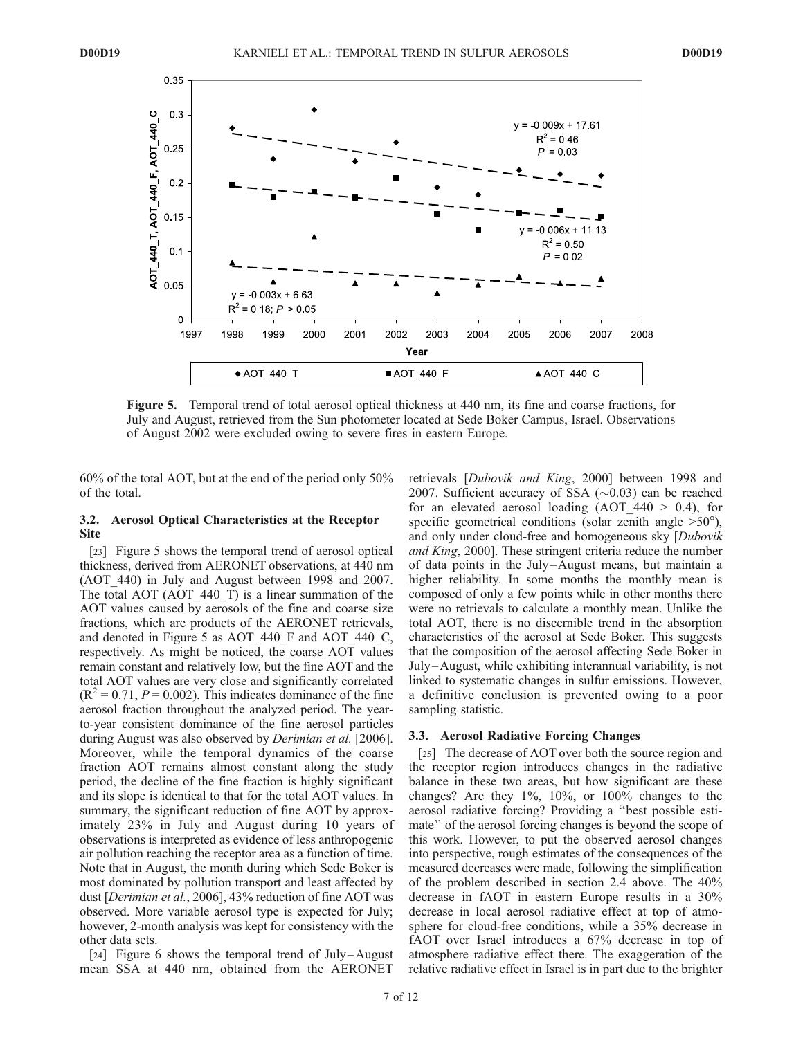**Figure 5.** Temporal trend of total aerosol optical thickness at 440 nm, its fine and coarse fractions, for July and August, retrieved from the Sun photometer located at Sede Boker Campus, Israel. Observations of August 2002 were excluded owing to severe fires in eastern Europe.

60% of the total AOT, but at the end of the period only 50% of the total.

### 3.2. Aerosol Optical Characteristics at the Receptor Site

[23] Figure 5 shows the temporal trend of aerosol optical thickness, derived from AERONET observations, at 440 nm (AOT_440) in July and August between 1998 and 2007. The total AOT (AOT_440_T) is a linear summation of the AOT values caused by aerosols of the fine and coarse size fractions, which are products of the AERONET retrievals, and denoted in Figure 5 as AOT_440_F and AOT_440_C, respectively. As might be noticed, the coarse AOT values remain constant and relatively low, but the fine AOT and the total AOT values are very close and significantly correlated ($R^2 = 0.71$, $P = 0.002$). This indicates dominance of the fine aerosol fraction throughout the analyzed period. The year-to-year consistent dominance of the fine aerosol particles during August was also observed by *Derimian et al.* [2006]. Moreover, while the temporal dynamics of the coarse fraction AOT remains almost constant along the study period, the decline of the fine fraction is highly significant and its slope is identical to that for the total AOT values. In summary, the significant reduction of fine AOT by approximately 23% in July and August during 10 years of observations is interpreted as evidence of less anthropogenic air pollution reaching the receptor area as a function of time. Note that in August, the month during which Sede Boker is most dominated by pollution transport and least affected by dust [*Derimian et al.*, 2006], 43% reduction of fine AOT was observed. More variable aerosol type is expected for July; however, 2-month analysis was kept for consistency with the other data sets.

[24] Figure 6 shows the temporal trend of July–August mean SSA at 440 nm, obtained from the AERONET retrievals [*Dubovik and King*, 2000] between 1998 and 2007. Sufficient accuracy of SSA (~0.03) can be reached for an elevated aerosol loading (AOT_440 > 0.4), for specific geometrical conditions (solar zenith angle >50°), and only under cloud-free and homogeneous sky [*Dubovik and King*, 2000]. These stringent criteria reduce the number of data points in the July–August means, but maintain a higher reliability. In some months the monthly mean is composed of only a few points while in other months there were no retrievals to calculate a monthly mean. Unlike the total AOT, there is no discernible trend in the absorption characteristics of the aerosol at Sede Boker. This suggests that the composition of the aerosol affecting Sede Boker in July–August, while exhibiting interannual variability, is not linked to systematic changes in sulfur emissions. However, a definitive conclusion is prevented owing to a poor sampling statistic.

### 3.3. Aerosol Radiative Forcing Changes

[25] The decrease of AOT over both the source region and the receptor region introduces changes in the radiative balance in these two areas, but how significant are these changes? Are they 1%, 10%, or 100% changes to the aerosol radiative forcing? Providing a "best possible estimate" of the aerosol forcing changes is beyond the scope of this work. However, to put the observed aerosol changes into perspective, rough estimates of the consequences of the measured decreases were made, following the simplification of the problem described in section 2.4 above. The 40% decrease in fAOT in eastern Europe results in a 30% decrease in local aerosol radiative effect at top of atmosphere for cloud-free conditions, while a 35% decrease in fAOT over Israel introduces a 67% decrease in top of atmosphere radiative effect there. The exaggeration of the relative radiative effect in Israel is in part due to the brighter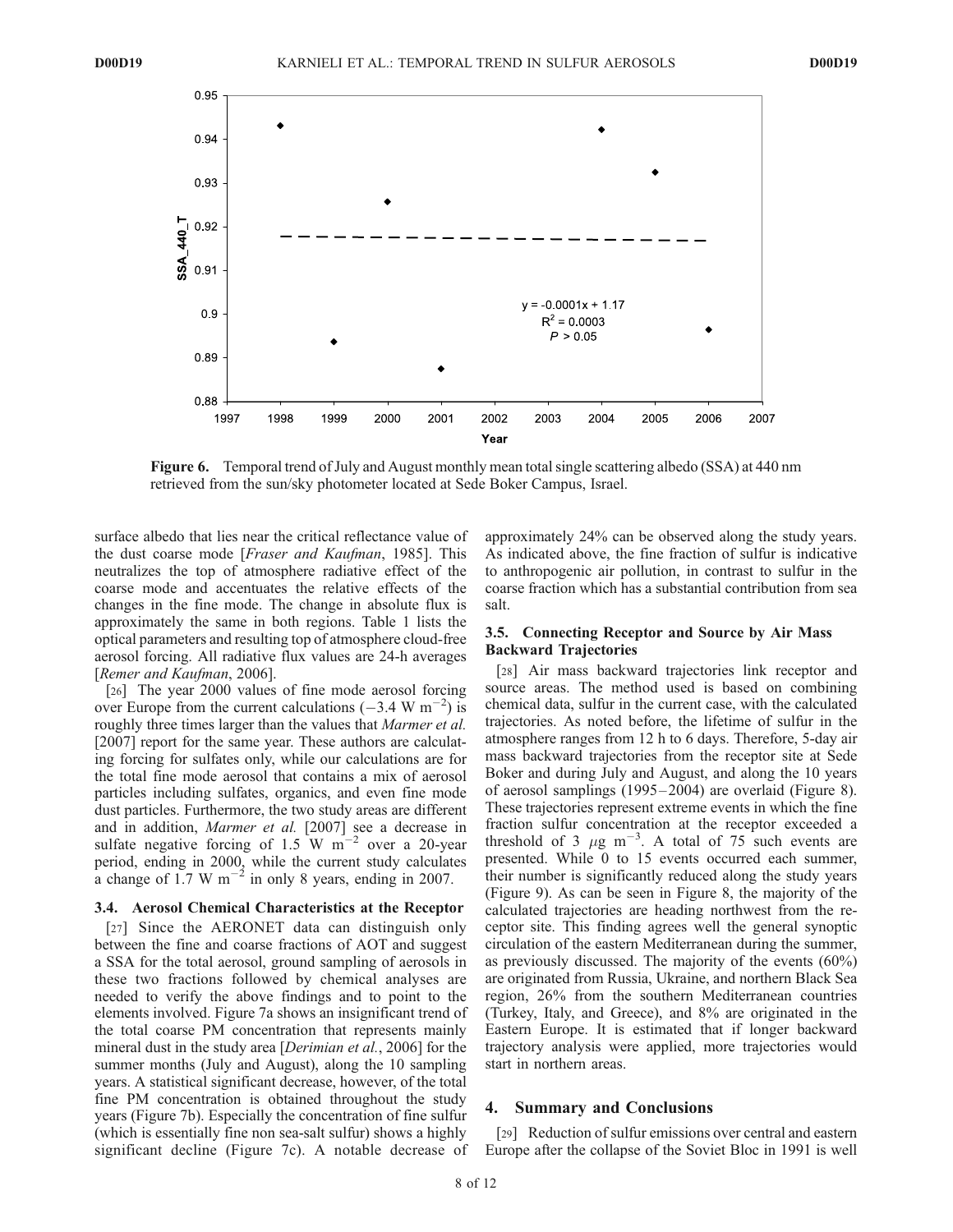Figure 6. Temporal trend of July and August monthly mean total single scattering albedo (SSA) at 440 nm retrieved from the sun/sky photometer located at Sede Boker Campus, Israel.

surface albedo that lies near the critical reflectance value of the dust coarse mode [*Fraser and Kaufman*, 1985]. This neutralizes the top of atmosphere radiative effect of the coarse mode and accentuates the relative effects of the changes in the fine mode. The change in absolute flux is approximately the same in both regions. Table 1 lists the optical parameters and resulting top of atmosphere cloud-free aerosol forcing. All radiative flux values are 24-h averages [*Remer and Kaufman*, 2006].

[26] The year 2000 values of fine mode aerosol forcing over Europe from the current calculations ($-3.4$ W m$^{-2}$) is roughly three times larger than the values that *Marmer et al.* [2007] report for the same year. These authors are calculating forcing for sulfates only, while our calculations are for the total fine mode aerosol that contains a mix of aerosol particles including sulfates, organics, and even fine mode dust particles. Furthermore, the two study areas are different and in addition, *Marmer et al.* [2007] see a decrease in sulfate negative forcing of 1.5 W m$^{-2}$ over a 20-year period, ending in 2000, while the current study calculates a change of 1.7 W m$^{-2}$ in only 8 years, ending in 2007.

### 3.4. Aerosol Chemical Characteristics at the Receptor

[27] Since the AERONET data can distinguish only between the fine and coarse fractions of AOT and suggest a SSA for the total aerosol, ground sampling of aerosols in these two fractions followed by chemical analyses are needed to verify the above findings and to point to the elements involved. Figure 7a shows an insignificant trend of the total coarse PM concentration that represents mainly mineral dust in the study area [*Derimian et al.*, 2006] for the summer months (July and August), along the 10 sampling years. A statistical significant decrease, however, of the total fine PM concentration is obtained throughout the study years (Figure 7b). Especially the concentration of fine sulfur (which is essentially fine non sea-salt sulfur) shows a highly significant decline (Figure 7c). A notable decrease of approximately 24% can be observed along the study years. As indicated above, the fine fraction of sulfur is indicative to anthropogenic air pollution, in contrast to sulfur in the coarse fraction which has a substantial contribution from sea salt.

### 3.5. Connecting Receptor and Source by Air Mass Backward Trajectories

[28] Air mass backward trajectories link receptor and source areas. The method used is based on combining chemical data, sulfur in the current case, with the calculated trajectories. As noted before, the lifetime of sulfur in the atmosphere ranges from 12 h to 6 days. Therefore, 5-day air mass backward trajectories from the receptor site at Sede Boker and during July and August, and along the 10 years of aerosol samplings (1995–2004) are overlaid (Figure 8). These trajectories represent extreme events in which the fine fraction sulfur concentration at the receptor exceeded a threshold of 3 $\mu$g m$^{-3}$. A total of 75 such events are presented. While 0 to 15 events occurred each summer, their number is significantly reduced along the study years (Figure 9). As can be seen in Figure 8, the majority of the calculated trajectories are heading northwest from the receptor site. This finding agrees well the general synoptic circulation of the eastern Mediterranean during the summer, as previously discussed. The majority of the events (60%) are originated from Russia, Ukraine, and northern Black Sea region, 26% from the southern Mediterranean countries (Turkey, Italy, and Greece), and 8% are originated in the Eastern Europe. It is estimated that if longer backward trajectory analysis were applied, more trajectories would start in northern areas.

## 4. Summary and Conclusions

[29] Reduction of sulfur emissions over central and eastern Europe after the collapse of the Soviet Bloc in 1991 is well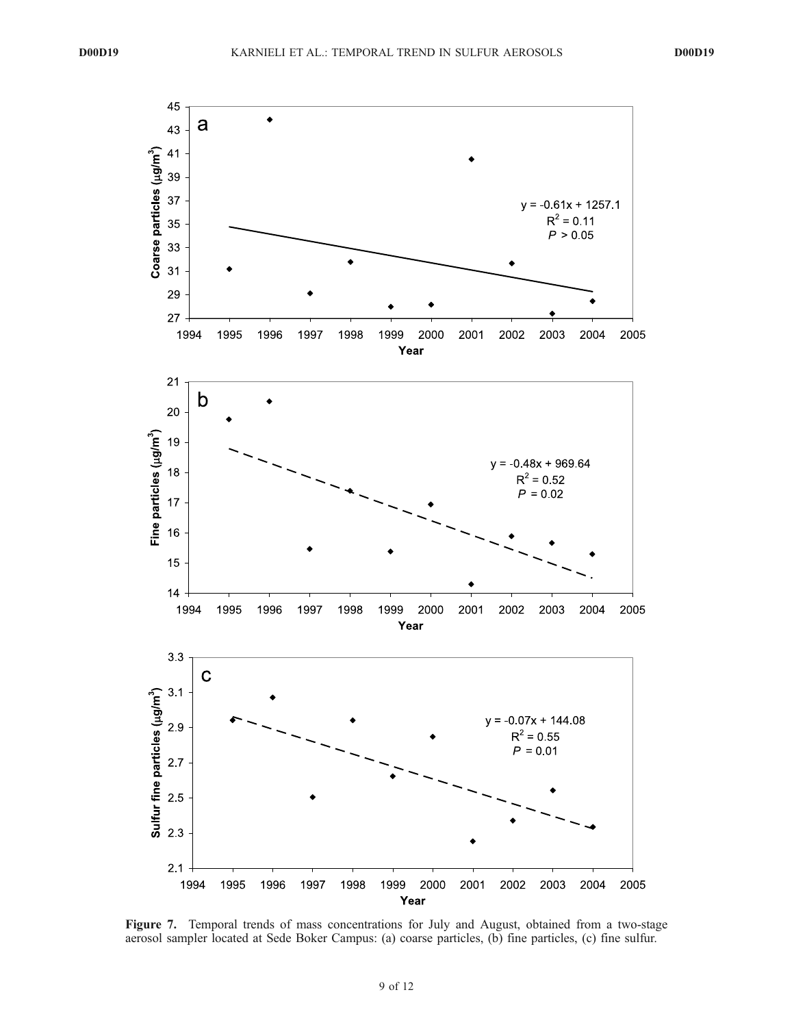**Figure 7.** Temporal trends of mass concentrations for July and August, obtained from a two-stage aerosol sampler located at Sede Boker Campus: (a) coarse particles, (b) fine particles, (c) fine sulfur.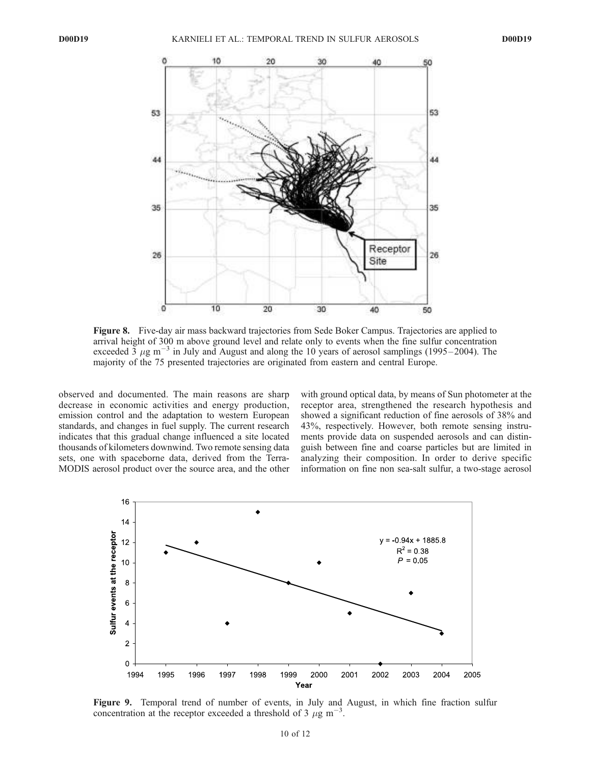**Figure 8.** Five-day air mass backward trajectories from Sede Boker Campus. Trajectories are applied to arrival height of 300 m above ground level and relate only to events when the fine sulfur concentration exceeded 3 $\mu$g m$^{-3}$ in July and August and along the 10 years of aerosol samplings (1995–2004). The majority of the 75 presented trajectories are originated from eastern and central Europe.

observed and documented. The main reasons are sharp decrease in economic activities and energy production, emission control and the adaptation to western European standards, and changes in fuel supply. The current research indicates that this gradual change influenced a site located thousands of kilometers downwind. Two remote sensing data sets, one with spaceborne data, derived from the Terra-MODIS aerosol product over the source area, and the other with ground optical data, by means of Sun photometer at the receptor area, strengthened the research hypothesis and showed a significant reduction of fine aerosols of 38% and 43%, respectively. However, both remote sensing instruments provide data on suspended aerosols and can distinguish between fine and coarse particles but are limited in analyzing their composition. In order to derive specific information on fine non sea-salt sulfur, a two-stage aerosol

**Figure 9.** Temporal trend of number of events, in July and August, in which fine fraction sulfur concentration at the receptor exceeded a threshold of 3 $\mu$g m$^{-3}$.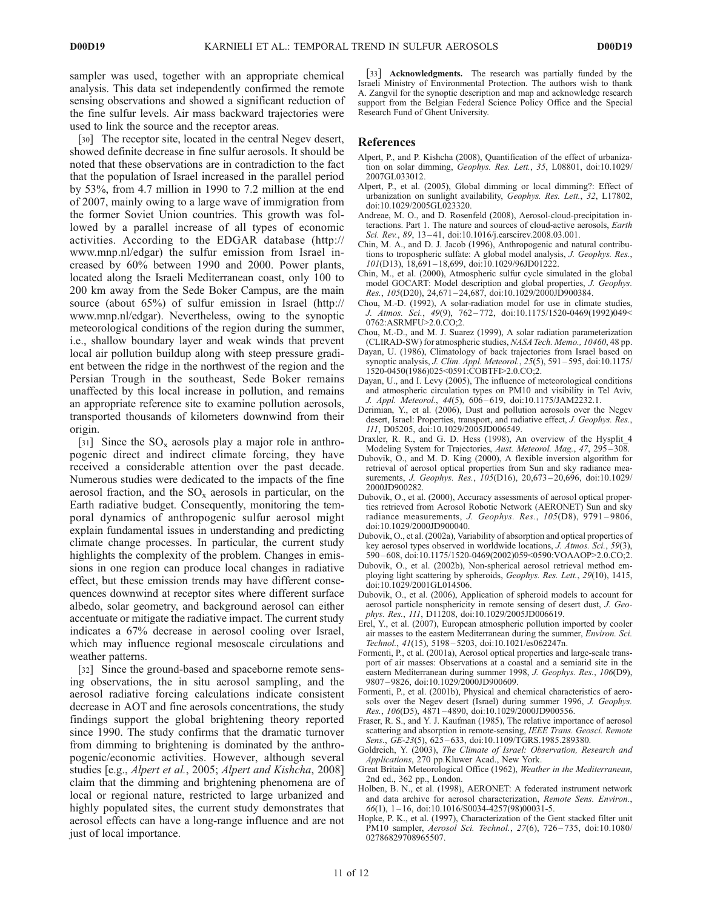sampler was used, together with an appropriate chemical analysis. This data set independently confirmed the remote sensing observations and showed a significant reduction of the fine sulfur levels. Air mass backward trajectories were used to link the source and the receptor areas.

[30] The receptor site, located in the central Negev desert, showed definite decrease in fine sulfur aerosols. It should be noted that these observations are in contradiction to the fact that the population of Israel increased in the parallel period by 53%, from 4.7 million in 1990 to 7.2 million at the end of 2007, mainly owing to a large wave of immigration from the former Soviet Union countries. This growth was followed by a parallel increase of all types of economic activities. According to the EDGAR database (http://www.mnp.nl/edgar) the sulfur emission from Israel increased by 60% between 1990 and 2000. Power plants, located along the Israeli Mediterranean coast, only 100 to 200 km away from the Sede Boker Campus, are the main source (about 65%) of sulfur emission in Israel (http://www.mnp.nl/edgar). Nevertheless, owing to the synoptic meteorological conditions of the region during the summer, i.e., shallow boundary layer and weak winds that prevent local air pollution buildup along with steep pressure gradient between the ridge in the northwest of the region and the Persian Trough in the southeast, Sede Boker remains unaffected by this local increase in pollution, and remains an appropriate reference site to examine pollution aerosols, transported thousands of kilometers downwind from their origin.

[31] Since the $SO_x$ aerosols play a major role in anthropogenic direct and indirect climate forcing, they have received a considerable attention over the past decade. Numerous studies were dedicated to the impacts of the fine aerosol fraction, and the $SO_x$ aerosols in particular, on the Earth radiative budget. Consequently, monitoring the temporal dynamics of anthropogenic sulfur aerosol might explain fundamental issues in understanding and predicting climate change processes. In particular, the current study highlights the complexity of the problem. Changes in emissions in one region can produce local changes in radiative effect, but these emission trends may have different consequences downwind at receptor sites where different surface albedo, solar geometry, and background aerosol can either accentuate or mitigate the radiative impact. The current study indicates a 67% decrease in aerosol cooling over Israel, which may influence regional mesoscale circulations and weather patterns.

[32] Since the ground-based and spaceborne remote sensing observations, the in situ aerosol sampling, and the aerosol radiative forcing calculations indicate consistent decrease in AOT and fine aerosols concentrations, the study findings support the global brightening theory reported since 1990. The study confirms that the dramatic turnover from dimming to brightening is dominated by the anthropogenic/economic activities. However, although several studies [e.g., *Alpert et al.*, 2005; *Alpert and Kishcha*, 2008] claim that the dimming and brightening phenomena are of local or regional nature, restricted to large urbanized and highly populated sites, the current study demonstrates that aerosol effects can have a long-range influence and are not just of local importance.

[33] **Acknowledgments.** The research was partially funded by the Israeli Ministry of Environmental Protection. The authors wish to thank A. Zangvil for the synoptic description and map and acknowledge research support from the Belgian Federal Science Policy Office and the Special Research Fund of Ghent University.

## References

Alpert, P., and P. Kishcha (2008), Quantification of the effect of urbanization on solar dimming, *Geophys. Res. Lett.*, *35*, L08801, doi:10.1029/2007GL033012.

Alpert, P., et al. (2005), Global dimming or local dimming?: Effect of urbanization on sunlight availability, *Geophys. Res. Lett.*, *32*, L17802, doi:10.1029/2005GL023320.

Andreae, M. O., and D. Rosenfeld (2008), Aerosol-cloud-precipitation interactions. Part 1. The nature and sources of cloud-active aerosols, *Earth Sci. Rev.*, *89*, 13–41, doi:10.1016/j.earscirev.2008.03.001.

Chin, M. A., and D. J. Jacob (1996), Anthropogenic and natural contributions to tropospheric sulfate: A global model analysis, *J. Geophys. Res.*, *101*(D13), 18,691–18,699, doi:10.1029/96JD01222.

Chin, M., et al. (2000), Atmospheric sulfur cycle simulated in the global model GOCART: Model description and global properties, *J. Geophys. Res.*, *105*(D20), 24,671–24,687, doi:10.1029/2000JD900384.

Chou, M.-D. (1992), A solar-radiation model for use in climate studies, *J. Atmos. Sci.*, *49*(9), 762–772, doi:10.1175/1520-0469(1992)049<0762:ASRMFU>2.0.CO;2.

Chou, M.-D., and M. J. Suarez (1999), A solar radiation parameterization (CLIRAD-SW) for atmospheric studies, *NASA Tech. Memo., 10460*, 48 pp.

Dayan, U. (1986), Climatology of back trajectories from Israel based on synoptic analysis, *J. Clim. Appl. Meteorol.*, *25*(5), 591–595, doi:10.1175/1520-0450(1986)025<0591:COBTFI>2.0.CO;2.

Dayan, U., and I. Levy (2005), The influence of meteorological conditions and atmospheric circulation types on PM10 and visibility in Tel Aviv, *J. Appl. Meteorol.*, *44*(5), 606–619, doi:10.1175/JAM2232.1.

Derimian, Y., et al. (2006), Dust and pollution aerosols over the Negev desert, Israel: Properties, transport, and radiative effect, *J. Geophys. Res.*, *111*, D05205, doi:10.1029/2005JD006549.

Draxler, R. R., and G. D. Hess (1998), An overview of the Hysplit_4 Modeling System for Trajectories, *Aust. Meteorol. Mag.*, *47*, 295–308.

Dubovik, O., and M. D. King (2000), A flexible inversion algorithm for retrieval of aerosol optical properties from Sun and sky radiance measurements, *J. Geophys. Res.*, *105*(D16), 20,673–20,696, doi:10.1029/2000JD900282.

Dubovik, O., et al. (2000), Accuracy assessments of aerosol optical properties retrieved from Aerosol Robotic Network (AERONET) Sun and sky radiance measurements, *J. Geophys. Res.*, *105*(D8), 9791–9806, doi:10.1029/2000JD900040.

Dubovik, O., et al. (2002a), Variability of absorption and optical properties of key aerosol types observed in worldwide locations, *J. Atmos. Sci.*, *59*(3), 590–608, doi:10.1175/1520-0469(2002)059<0590:VOAAOP>2.0.CO;2.

Dubovik, O., et al. (2002b), Non-spherical aerosol retrieval method employing light scattering by spheroids, *Geophys. Res. Lett.*, *29*(10), 1415, doi:10.1029/2001GL014506.

Dubovik, O., et al. (2006), Application of spheroid models to account for aerosol particle nonsphericity in remote sensing of desert dust, *J. Geophys. Res.*, *111*, D11208, doi:10.1029/2005JD006619.

Erel, Y., et al. (2007), European atmospheric pollution imported by cooler air masses to the eastern Mediterranean during the summer, *Environ. Sci. Technol.*, *41*(15), 5198–5203, doi:10.1021/es062247n.

Formenti, P., et al. (2001a), Aerosol optical properties and large-scale transport of air masses: Observations at a coastal and a semiarid site in the eastern Mediterranean during summer 1998, *J. Geophys. Res.*, *106*(D9), 9807–9826, doi:10.1029/2000JD900609.

Formenti, P., et al. (2001b), Physical and chemical characteristics of aerosols over the Negev desert (Israel) during summer 1996, *J. Geophys. Res.*, *106*(D5), 4871–4890, doi:10.1029/2000JD900556.

Fraser, R. S., and Y. J. Kaufman (1985), The relative importance of aerosol scattering and absorption in remote-sensing, *IEEE Trans. Geosci. Remote Sens.*, *GE-23*(5), 625–633, doi:10.1109/TGRS.1985.289380.

Goldreich, Y. (2003), *The Climate of Israel: Observation, Research and Applications*, 270 pp.Kluwer Acad., New York.

Great Britain Meteorological Office (1962), *Weather in the Mediterranean*, 2nd ed., 362 pp., London.

Holben, B. N., et al. (1998), AERONET: A federated instrument network and data archive for aerosol characterization, *Remote Sens. Environ.*, *66*(1), 1–16, doi:10.1016/S0034-4257(98)00031-5.

Hopke, P. K., et al. (1997), Characterization of the Gent stacked filter unit PM10 sampler, *Aerosol Sci. Technol.*, *27*(6), 726–735, doi:10.1080/02786829708965507.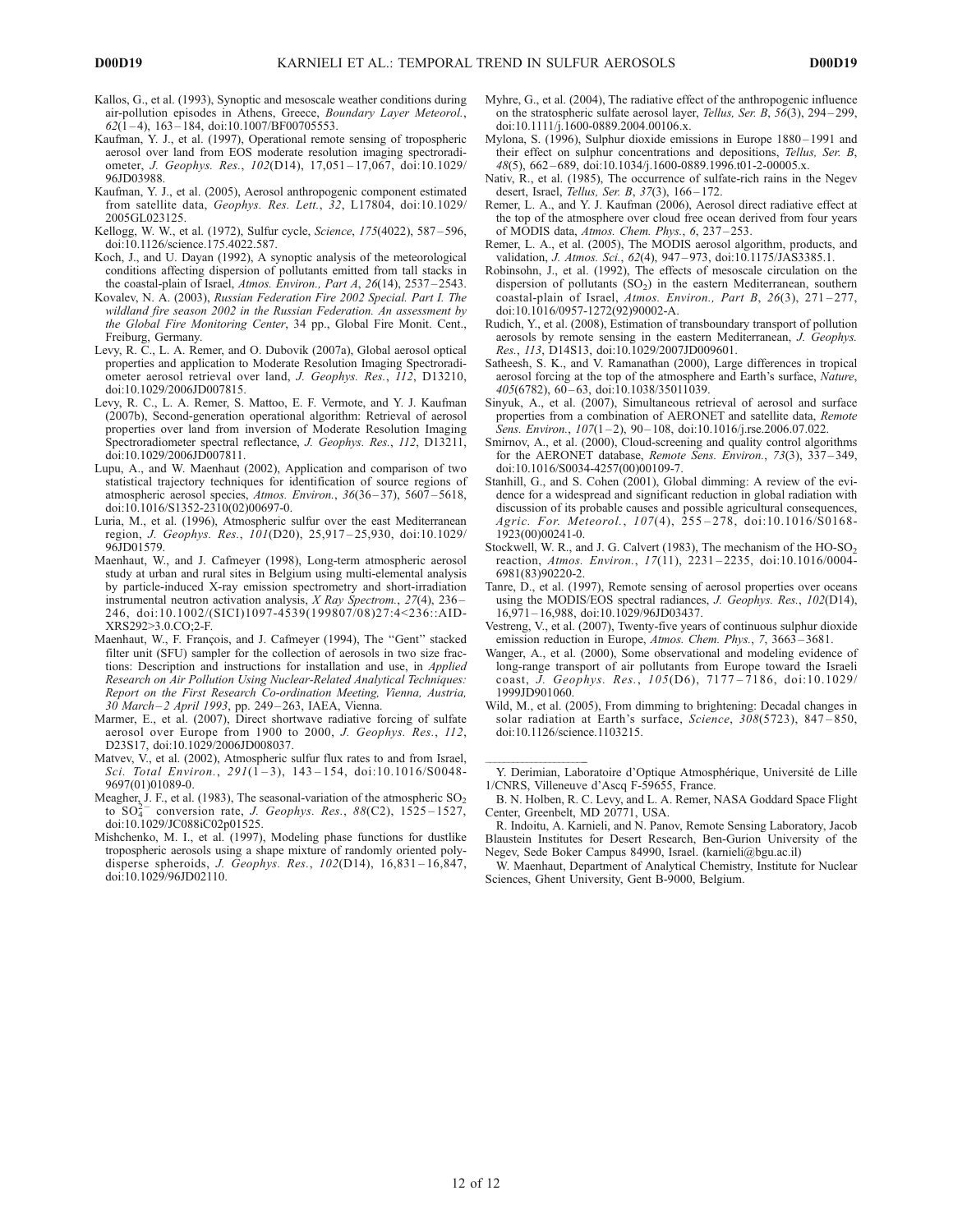Kallos, G., et al. (1993), Synoptic and mesoscale weather conditions during air-pollution episodes in Athens, Greece, *Boundary Layer Meteorol.*, *62*(1–4), 163–184, doi:10.1007/BF00705553.

Kaufman, Y. J., et al. (1997), Operational remote sensing of tropospheric aerosol over land from EOS moderate resolution imaging spectroradiometer, *J. Geophys. Res.*, *102*(D14), 17,051–17,067, doi:10.1029/96JD03988.

Kaufman, Y. J., et al. (2005), Aerosol anthropogenic component estimated from satellite data, *Geophys. Res. Lett.*, *32*, L17804, doi:10.1029/2005GL023125.

Kellogg, W. W., et al. (1972), Sulfur cycle, *Science*, *175*(4022), 587–596, doi:10.1126/science.175.4022.587.

Koch, J., and U. Dayan (1992), A synoptic analysis of the meteorological conditions affecting dispersion of pollutants emitted from tall stacks in the coastal-plain of Israel, *Atmos. Environ., Part A*, *26*(14), 2537–2543.

Kovalev, N. A. (2003), *Russian Federation Fire 2002 Special. Part I. The wildland fire season 2002 in the Russian Federation. An assessment by the Global Fire Monitoring Center*, 34 pp., Global Fire Monit. Cent., Freiburg, Germany.

Levy, R. C., L. A. Remer, and O. Dubovik (2007a), Global aerosol optical properties and application to Moderate Resolution Imaging Spectroradiometer aerosol retrieval over land, *J. Geophys. Res.*, *112*, D13210, doi:10.1029/2006JD007815.

Levy, R. C., L. A. Remer, S. Mattoo, E. F. Vermote, and Y. J. Kaufman (2007b), Second-generation operational algorithm: Retrieval of aerosol properties over land from inversion of Moderate Resolution Imaging Spectroradiometer spectral reflectance, *J. Geophys. Res.*, *112*, D13211, doi:10.1029/2006JD007811.

Lupu, A., and W. Maenhaut (2002), Application and comparison of two statistical trajectory techniques for identification of source regions of atmospheric aerosol species, *Atmos. Environ.*, *36*(36–37), 5607–5618, doi:10.1016/S1352-2310(02)00697-0.

Luria, M., et al. (1996), Atmospheric sulfur over the east Mediterranean region, *J. Geophys. Res.*, *101*(D20), 25,917–25,930, doi:10.1029/96JD01579.

Maenhaut, W., and J. Cafmeyer (1998), Long-term atmospheric aerosol study at urban and rural sites in Belgium using multi-elemental analysis by particle-induced X-ray emission spectrometry and short-irradiation instrumental neutron activation analysis, *X Ray Spectrom.*, *27*(4), 236–246, doi:10.1002/(SICI)1097-4539(199807/08)27:4<236::AID-XRS292>3.0.CO;2-F.

Maenhaut, W., F. François, and J. Cafmeyer (1994), The "Gent" stacked filter unit (SFU) sampler for the collection of aerosols in two size fractions: Description and instructions for installation and use, in *Applied Research on Air Pollution Using Nuclear-Related Analytical Techniques: Report on the First Research Co-ordination Meeting, Vienna, Austria, 30 March–2 April 1993*, pp. 249–263, IAEA, Vienna.

Marmer, E., et al. (2007), Direct shortwave radiative forcing of sulfate aerosol over Europe from 1900 to 2000, *J. Geophys. Res.*, *112*, D23S17, doi:10.1029/2006JD008037.

Matvev, V., et al. (2002), Atmospheric sulfur flux rates to and from Israel, *Sci. Total Environ.*, *291*(1–3), 143–154, doi:10.1016/S0048-9697(01)01089-0.

Meagher, J. F., et al. (1983), The seasonal-variation of the atmospheric $SO_2$ to $SO_4^{2-}$ conversion rate, *J. Geophys. Res.*, *88*(C2), 1525–1527, doi:10.1029/JC088iC02p01525.

Mishchenko, M. I., et al. (1997), Modeling phase functions for dustlike tropospheric aerosols using a shape mixture of randomly oriented polydisperse spheroids, *J. Geophys. Res.*, *102*(D14), 16,831–16,847, doi:10.1029/96JD02110.

Myhre, G., et al. (2004), The radiative effect of the anthropogenic influence on the stratospheric sulfate aerosol layer, *Tellus, Ser. B*, *56*(3), 294–299, doi:10.1111/j.1600-0889.2004.00106.x.

Mylona, S. (1996), Sulphur dioxide emissions in Europe 1880–1991 and their effect on sulphur concentrations and depositions, *Tellus, Ser. B*, *48*(5), 662–689, doi:10.1034/j.1600-0889.1996.t01-2-00005.x.

Nativ, R., et al. (1985), The occurrence of sulfate-rich rains in the Negev desert, Israel, *Tellus, Ser. B*, *37*(3), 166–172.

Remer, L. A., and Y. J. Kaufman (2006), Aerosol direct radiative effect at the top of the atmosphere over cloud free ocean derived from four years of MODIS data, *Atmos. Chem. Phys.*, *6*, 237–253.

Remer, L. A., et al. (2005), The MODIS aerosol algorithm, products, and validation, *J. Atmos. Sci.*, *62*(4), 947–973, doi:10.1175/JAS3385.1.

Robinsohn, J., et al. (1992), The effects of mesoscale circulation on the dispersion of pollutants ($SO_2$) in the eastern Mediterranean, southern coastal-plain of Israel, *Atmos. Environ., Part B*, *26*(3), 271–277, doi:10.1016/0957-1272(92)90002-A.

Rudich, Y., et al. (2008), Estimation of transboundary transport of pollution aerosols by remote sensing in the eastern Mediterranean, *J. Geophys. Res.*, *113*, D14S13, doi:10.1029/2007JD009601.

Satheesh, S. K., and V. Ramanathan (2000), Large differences in tropical aerosol forcing at the top of the atmosphere and Earth's surface, *Nature*, *405*(6782), 60–63, doi:10.1038/35011039.

Sinyuk, A., et al. (2007), Simultaneous retrieval of aerosol and surface properties from a combination of AERONET and satellite data, *Remote Sens. Environ.*, *107*(1–2), 90–108, doi:10.1016/j.rse.2006.07.022.

Smirnov, A., et al. (2000), Cloud-screening and quality control algorithms for the AERONET database, *Remote Sens. Environ.*, *73*(3), 337–349, doi:10.1016/S0034-4257(00)00109-7.

Stanhill, G., and S. Cohen (2001), Global dimming: A review of the evidence for a widespread and significant reduction in global radiation with discussion of its probable causes and possible agricultural consequences, *Agric. For. Meteorol.*, *107*(4), 255–278, doi:10.1016/S0168-1923(00)00241-0.

Stockwell, W. R., and J. G. Calvert (1983), The mechanism of the HO-$SO_2$ reaction, *Atmos. Environ.*, *17*(11), 2231–2235, doi:10.1016/0004-6981(83)90220-2.

Tanre, D., et al. (1997), Remote sensing of aerosol properties over oceans using the MODIS/EOS spectral radiances, *J. Geophys. Res.*, *102*(D14), 16,971–16,988, doi:10.1029/96JD03437.

Vestreng, V., et al. (2007), Twenty-five years of continuous sulphur dioxide emission reduction in Europe, *Atmos. Chem. Phys.*, *7*, 3663–3681.

Wanger, A., et al. (2000), Some observational and modeling evidence of long-range transport of air pollutants from Europe toward the Israeli coast, *J. Geophys. Res.*, *105*(D6), 7177–7186, doi:10.1029/1999JD901060.

Wild, M., et al. (2005), From dimming to brightening: Decadal changes in solar radiation at Earth's surface, *Science*, *308*(5723), 847–850, doi:10.1126/science.1103215.

---

Y. Derimian, Laboratoire d'Optique Atmosphérique, Université de Lille 1/CNRS, Villeneuve d'Ascq F-59655, France.

B. N. Holben, R. C. Levy, and L. A. Remer, NASA Goddard Space Flight Center, Greenbelt, MD 20771, USA.

R. Indoitu, A. Karnieli, and N. Panov, Remote Sensing Laboratory, Jacob Blaustein Institutes for Desert Research, Ben-Gurion University of the Negev, Sede Boker Campus 84990, Israel. (karnieli@bgu.ac.il)

W. Maenhaut, Department of Analytical Chemistry, Institute for Nuclear Sciences, Ghent University, Gent B-9000, Belgium.